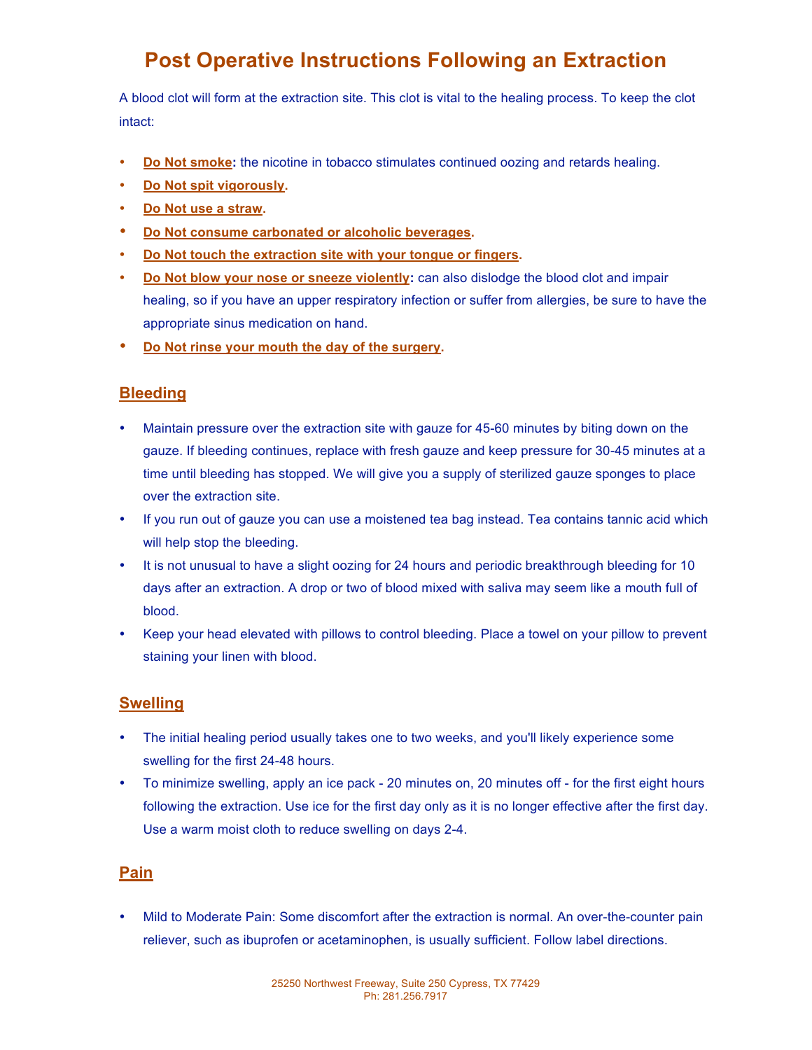# Post Operative Instructions Following an Extraction

A blood clot will form at the extraction site. This clot is vital to the healing process. To keep the clot intact:

- **Do Not smoke:** the nicotine in tobacco stimulates continued oozing and retards healing.
- **Do Not spit vigorously.**
- **Do Not use a straw.**
- **Do Not consume carbonated or alcoholic beverages.**
- **Do Not touch the extraction site with your tongue or fingers.**
- **Do Not blow your nose or sneeze violently:** can also dislodge the blood clot and impair healing, so if you have an upper respiratory infection or suffer from allergies, be sure to have the appropriate sinus medication on hand.
- **Do Not rinse your mouth the day of the surgery.**

## Bleeding

- Maintain pressure over the extraction site with gauze for 45-60 minutes by biting down on the gauze. If bleeding continues, replace with fresh gauze and keep pressure for 30-45 minutes at a time until bleeding has stopped. We will give you a supply of sterilized gauze sponges to place over the extraction site.
- If you run out of gauze you can use a moistened tea bag instead. Tea contains tannic acid which will help stop the bleeding.
- It is not unusual to have a slight oozing for 24 hours and periodic breakthrough bleeding for 10 days after an extraction. A drop or two of blood mixed with saliva may seem like a mouth full of blood.
- Keep your head elevated with pillows to control bleeding. Place a towel on your pillow to prevent staining your linen with blood.

## Swelling

- The initial healing period usually takes one to two weeks, and you'll likely experience some swelling for the first 24-48 hours.
- To minimize swelling, apply an ice pack - 20 minutes on, 20 minutes off - for the first eight hours following the extraction. Use ice for the first day only as it is no longer effective after the first day. Use a warm moist cloth to reduce swelling on days 2-4.

## Pain

- Mild to Moderate Pain: Some discomfort after the extraction is normal. An over-the-counter pain reliever, such as ibuprofen or acetaminophen, is usually sufficient. Follow label directions.

25250 Northwest Freeway, Suite 250 Cypress, TX 77429
Ph: 281.256.7917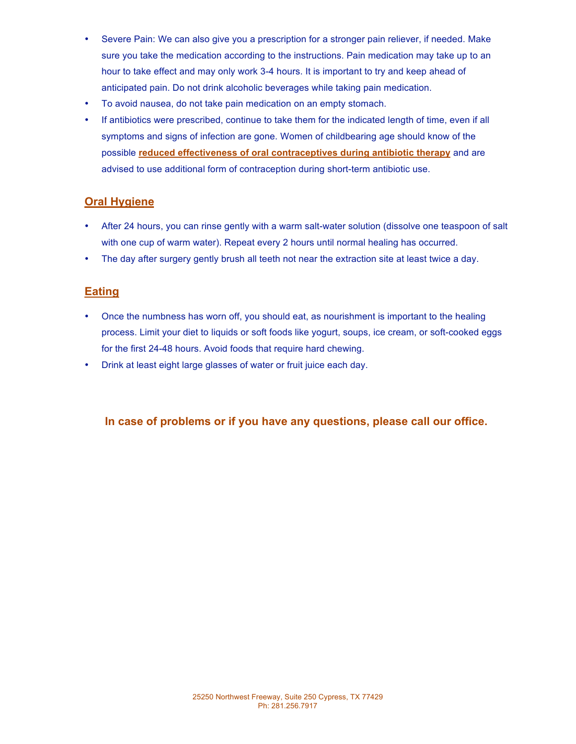- Severe Pain: We can also give you a prescription for a stronger pain reliever, if needed. Make sure you take the medication according to the instructions. Pain medication may take up to an hour to take effect and may only work 3-4 hours. It is important to try and keep ahead of anticipated pain. Do not drink alcoholic beverages while taking pain medication.
- To avoid nausea, do not take pain medication on an empty stomach.
- If antibiotics were prescribed, continue to take them for the indicated length of time, even if all symptoms and signs of infection are gone. Women of childbearing age should know of the possible **reduced effectiveness of oral contraceptives during antibiotic therapy** and are advised to use additional form of contraception during short-term antibiotic use.

## Oral Hygiene

- After 24 hours, you can rinse gently with a warm salt-water solution (dissolve one teaspoon of salt with one cup of warm water). Repeat every 2 hours until normal healing has occurred.
- The day after surgery gently brush all teeth not near the extraction site at least twice a day.

## Eating

- Once the numbness has worn off, you should eat, as nourishment is important to the healing process. Limit your diet to liquids or soft foods like yogurt, soups, ice cream, or soft-cooked eggs for the first 24-48 hours. Avoid foods that require hard chewing.
- Drink at least eight large glasses of water or fruit juice each day.

**In case of problems or if you have any questions, please call our office.**

25250 Northwest Freeway, Suite 250 Cypress, TX 77429
Ph: 281.256.7917